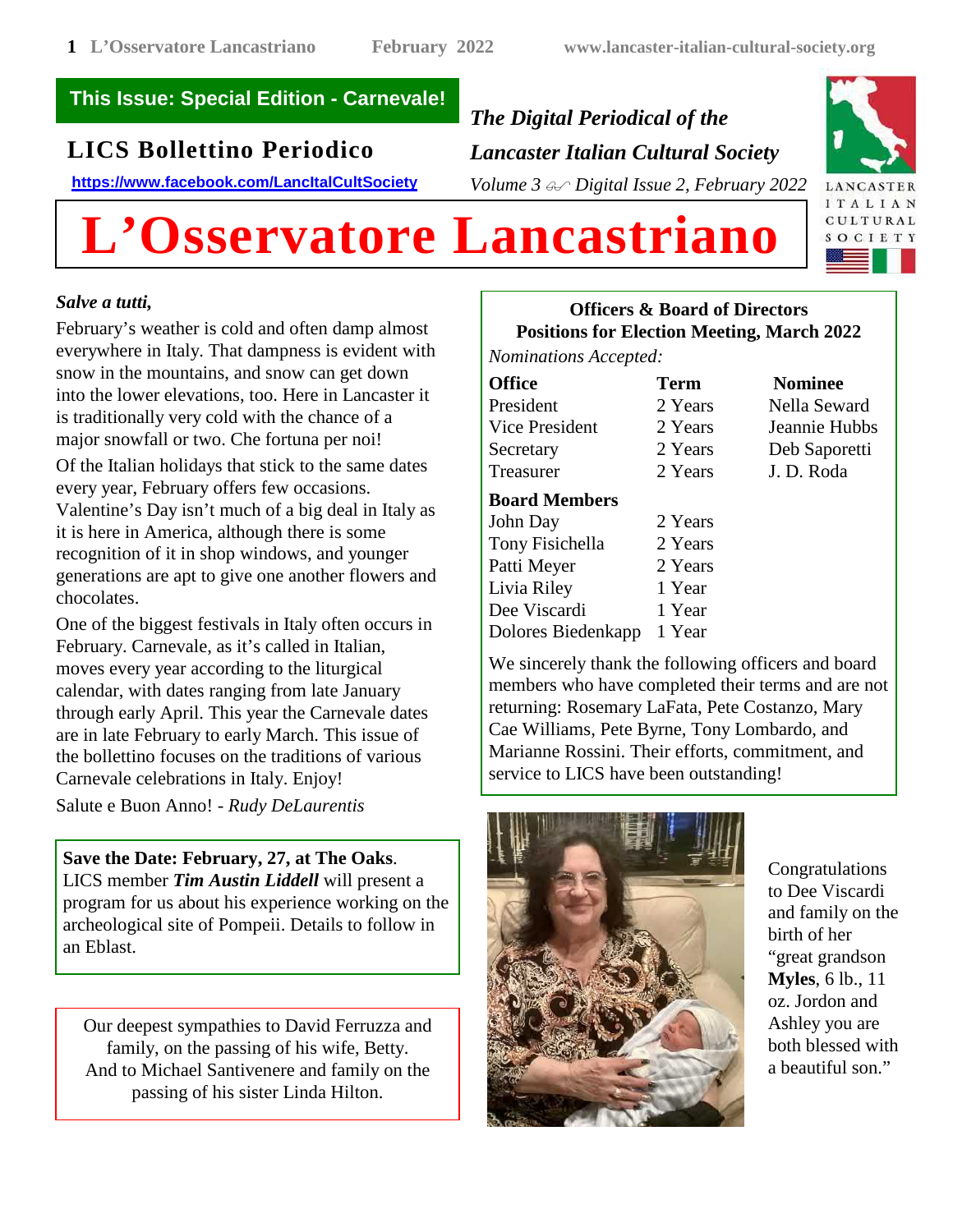**This Issue: Special Edition - Carnevale!**

## LICS Bollettino Periodico

https://www.facebook.com/LancItalCultSociety

*The Digital Periodical of the*
*Lancaster Italian Cultural Society*
*Volume 3 Digital Issue 2, February 2022*

# L'Osservatore Lancastriano

LANCASTER ITALIAN CULTURAL SOCIETY

***Salve a tutti,***

February's weather is cold and often damp almost everywhere in Italy. That dampness is evident with snow in the mountains, and snow can get down into the lower elevations, too. Here in Lancaster it is traditionally very cold with the chance of a major snowfall or two. Che fortuna per noi!

Of the Italian holidays that stick to the same dates every year, February offers few occasions. Valentine's Day isn't much of a big deal in Italy as it is here in America, although there is some recognition of it in shop windows, and younger generations are apt to give one another flowers and chocolates.

One of the biggest festivals in Italy often occurs in February. Carnevale, as it's called in Italian, moves every year according to the liturgical calendar, with dates ranging from late January through early April. This year the Carnevale dates are in late February to early March. This issue of the bollettino focuses on the traditions of various Carnevale celebrations in Italy. Enjoy!

Salute e Buon Anno! - *Rudy DeLaurentis*

**Save the Date: February, 27, at The Oaks**. LICS member ***Tim Austin Liddell*** will present a program for us about his experience working on the archeological site of Pompeii. Details to follow in an Eblast.

Our deepest sympathies to David Ferruzza and family, on the passing of his wife, Betty. And to Michael Santivenere and family on the passing of his sister Linda Hilton.

**Officers & Board of Directors**
**Positions for Election Meeting, March 2022**

*Nominations Accepted:*

| **Office** | **Term** | **Nominee** |
|---|---|---|
| President | 2 Years | Nella Seward |
| Vice President | 2 Years | Jeannie Hubbs |
| Secretary | 2 Years | Deb Saporetti |
| Treasurer | 2 Years | J. D. Roda |
| **Board Members** | | |
| John Day | 2 Years | |
| Tony Fisichella | 2 Years | |
| Patti Meyer | 2 Years | |
| Livia Riley | 1 Year | |
| Dee Viscardi | 1 Year | |
| Dolores Biedenkapp | 1 Year | |

We sincerely thank the following officers and board members who have completed their terms and are not returning: Rosemary LaFata, Pete Costanzo, Mary Cae Williams, Pete Byrne, Tony Lombardo, and Marianne Rossini. Their efforts, commitment, and service to LICS have been outstanding!

Congratulations to Dee Viscardi and family on the birth of her "great grandson **Myles**, 6 lb., 11 oz. Jordon and Ashley you are both blessed with a beautiful son."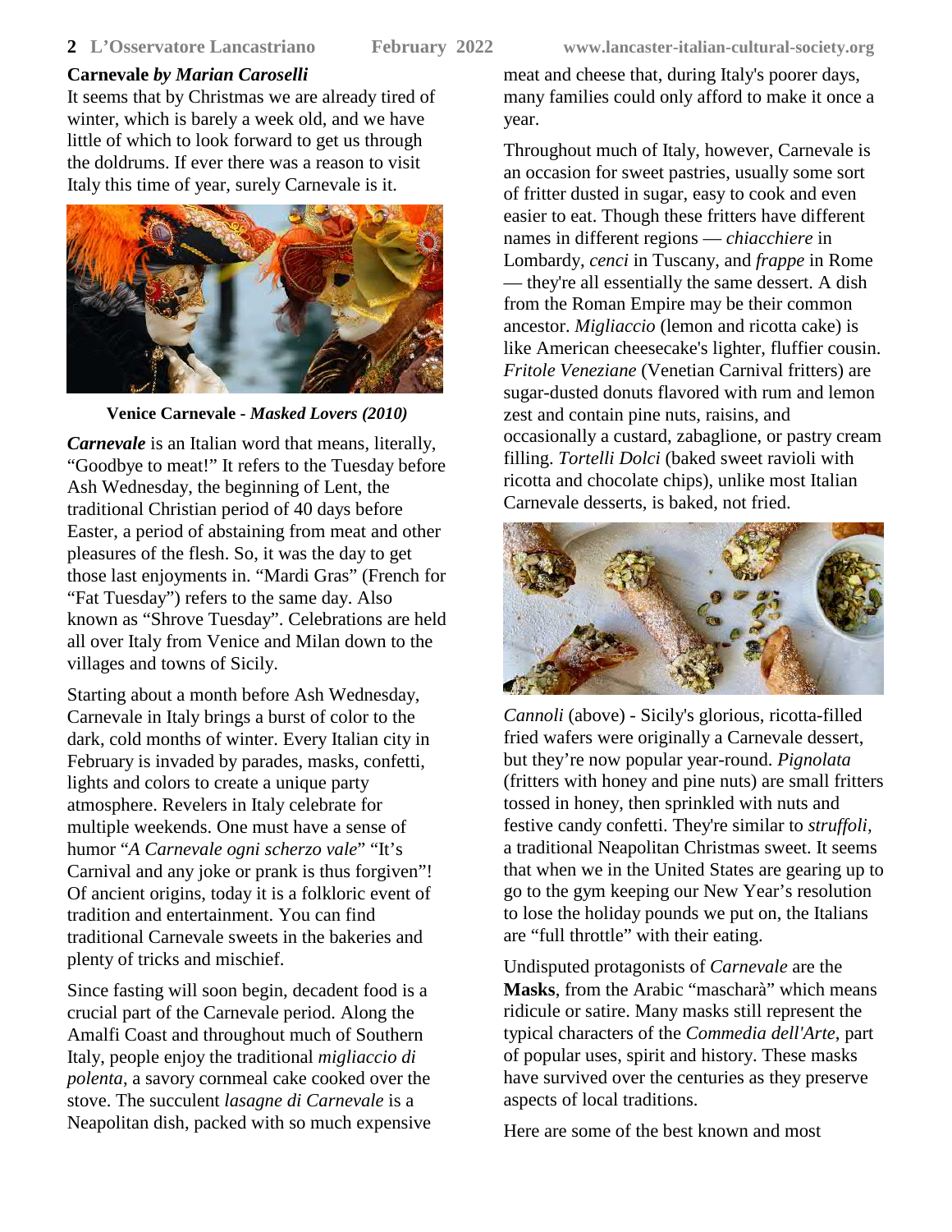**Carnevale** ***by Marian Caroselli***

It seems that by Christmas we are already tired of winter, which is barely a week old, and we have little of which to look forward to get us through the doldrums. If ever there was a reason to visit Italy this time of year, surely Carnevale is it.

**Venice Carnevale -** ***Masked Lovers (2010)***

***Carnevale*** is an Italian word that means, literally, "Goodbye to meat!" It refers to the Tuesday before Ash Wednesday, the beginning of Lent, the traditional Christian period of 40 days before Easter, a period of abstaining from meat and other pleasures of the flesh. So, it was the day to get those last enjoyments in. "Mardi Gras" (French for "Fat Tuesday") refers to the same day. Also known as "Shrove Tuesday". Celebrations are held all over Italy from Venice and Milan down to the villages and towns of Sicily.

Starting about a month before Ash Wednesday, Carnevale in Italy brings a burst of color to the dark, cold months of winter. Every Italian city in February is invaded by parades, masks, confetti, lights and colors to create a unique party atmosphere. Revelers in Italy celebrate for multiple weekends. One must have a sense of humor "*A Carnevale ogni scherzo vale*" "It's Carnival and any joke or prank is thus forgiven"! Of ancient origins, today it is a folkloric event of tradition and entertainment. You can find traditional Carnevale sweets in the bakeries and plenty of tricks and mischief.

Since fasting will soon begin, decadent food is a crucial part of the Carnevale period. Along the Amalfi Coast and throughout much of Southern Italy, people enjoy the traditional *migliaccio di polenta*, a savory cornmeal cake cooked over the stove. The succulent *lasagne di Carnevale* is a Neapolitan dish, packed with so much expensive meat and cheese that, during Italy's poorer days, many families could only afford to make it once a year.

Throughout much of Italy, however, Carnevale is an occasion for sweet pastries, usually some sort of fritter dusted in sugar, easy to cook and even easier to eat. Though these fritters have different names in different regions — *chiacchiere* in Lombardy, *cenci* in Tuscany, and *frappe* in Rome — they're all essentially the same dessert. A dish from the Roman Empire may be their common ancestor. *Migliaccio* (lemon and ricotta cake) is like American cheesecake's lighter, fluffier cousin. *Fritole Veneziane* (Venetian Carnival fritters) are sugar-dusted donuts flavored with rum and lemon zest and contain pine nuts, raisins, and occasionally a custard, zabaglione, or pastry cream filling. *Tortelli Dolci* (baked sweet ravioli with ricotta and chocolate chips), unlike most Italian Carnevale desserts, is baked, not fried.

*Cannoli* (above) - Sicily's glorious, ricotta-filled fried wafers were originally a Carnevale dessert, but they're now popular year-round. *Pignolata* (fritters with honey and pine nuts) are small fritters tossed in honey, then sprinkled with nuts and festive candy confetti. They're similar to *struffoli,* a traditional Neapolitan Christmas sweet. It seems that when we in the United States are gearing up to go to the gym keeping our New Year's resolution to lose the holiday pounds we put on, the Italians are "full throttle" with their eating.

Undisputed protagonists of *Carnevale* are the **Masks**, from the Arabic "mascharà" which means ridicule or satire. Many masks still represent the typical characters of the *Commedia dell'Arte*, part of popular uses, spirit and history. These masks have survived over the centuries as they preserve aspects of local traditions.

Here are some of the best known and most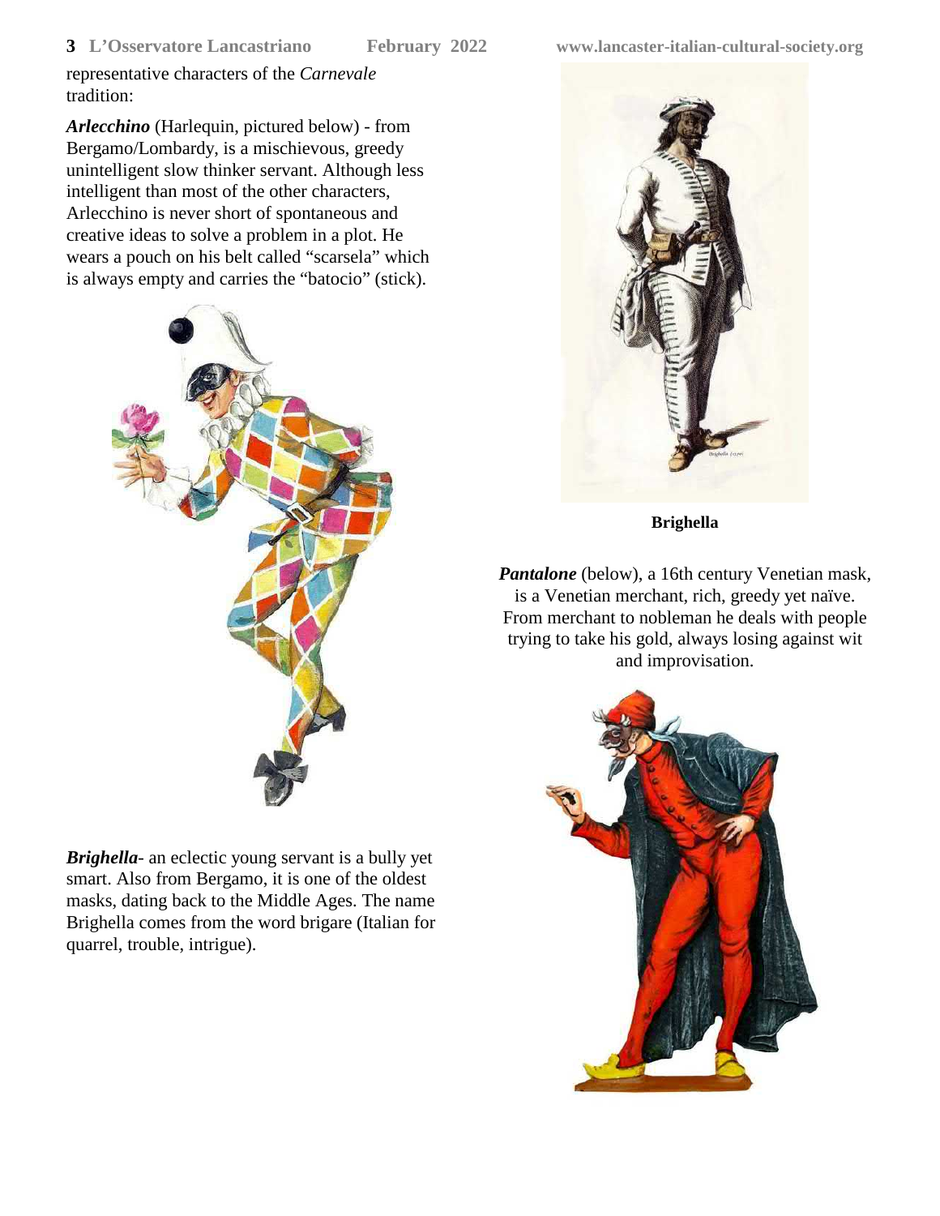representative characters of the *Carnevale* tradition:

***Arlecchino*** (Harlequin, pictured below) - from Bergamo/Lombardy, is a mischievous, greedy unintelligent slow thinker servant. Although less intelligent than most of the other characters, Arlecchino is never short of spontaneous and creative ideas to solve a problem in a plot. He wears a pouch on his belt called "scarsela" which is always empty and carries the "batocio" (stick).

***Brighella***- an eclectic young servant is a bully yet smart. Also from Bergamo, it is one of the oldest masks, dating back to the Middle Ages. The name Brighella comes from the word brigare (Italian for quarrel, trouble, intrigue).

**Brighella**

***Pantalone*** (below), a 16th century Venetian mask, is a Venetian merchant, rich, greedy yet naïve. From merchant to nobleman he deals with people trying to take his gold, always losing against wit and improvisation.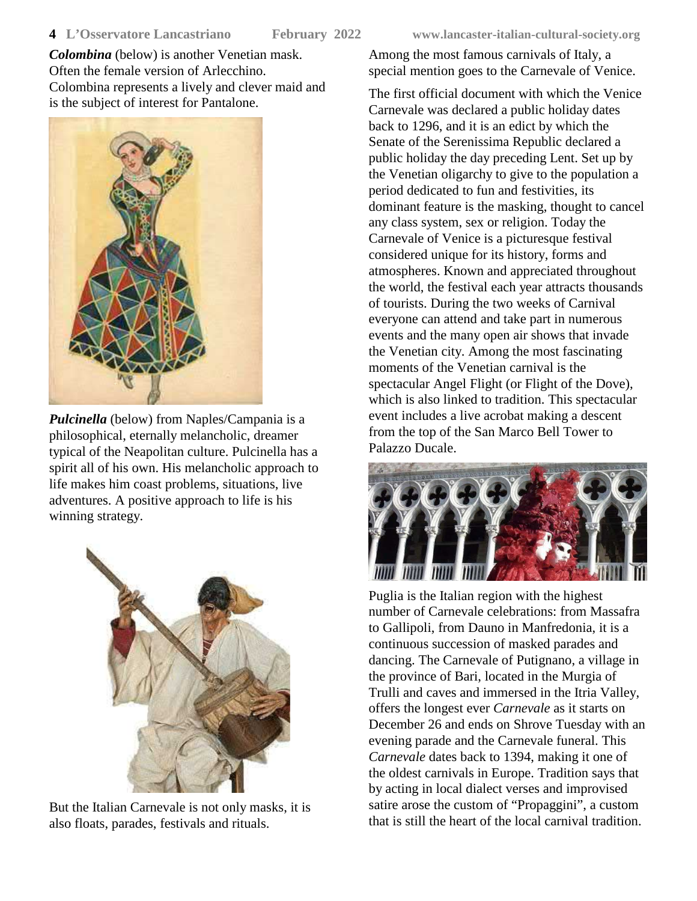***Colombina*** (below) is another Venetian mask. Often the female version of Arlecchino. Colombina represents a lively and clever maid and is the subject of interest for Pantalone.

***Pulcinella*** (below) from Naples/Campania is a philosophical, eternally melancholic, dreamer typical of the Neapolitan culture. Pulcinella has a spirit all of his own. His melancholic approach to life makes him coast problems, situations, live adventures. A positive approach to life is his winning strategy.

But the Italian Carnevale is not only masks, it is also floats, parades, festivals and rituals.

Among the most famous carnivals of Italy, a special mention goes to the Carnevale of Venice.

The first official document with which the Venice Carnevale was declared a public holiday dates back to 1296, and it is an edict by which the Senate of the Serenissima Republic declared a public holiday the day preceding Lent. Set up by the Venetian oligarchy to give to the population a period dedicated to fun and festivities, its dominant feature is the masking, thought to cancel any class system, sex or religion. Today the Carnevale of Venice is a picturesque festival considered unique for its history, forms and atmospheres. Known and appreciated throughout the world, the festival each year attracts thousands of tourists. During the two weeks of Carnival everyone can attend and take part in numerous events and the many open air shows that invade the Venetian city. Among the most fascinating moments of the Venetian carnival is the spectacular Angel Flight (or Flight of the Dove), which is also linked to tradition. This spectacular event includes a live acrobat making a descent from the top of the San Marco Bell Tower to Palazzo Ducale.

Puglia is the Italian region with the highest number of Carnevale celebrations: from Massafra to Gallipoli, from Dauno in Manfredonia, it is a continuous succession of masked parades and dancing. The Carnevale of Putignano, a village in the province of Bari, located in the Murgia of Trulli and caves and immersed in the Itria Valley, offers the longest ever *Carnevale* as it starts on December 26 and ends on Shrove Tuesday with an evening parade and the Carnevale funeral. This *Carnevale* dates back to 1394, making it one of the oldest carnivals in Europe. Tradition says that by acting in local dialect verses and improvised satire arose the custom of "Propaggini", a custom that is still the heart of the local carnival tradition.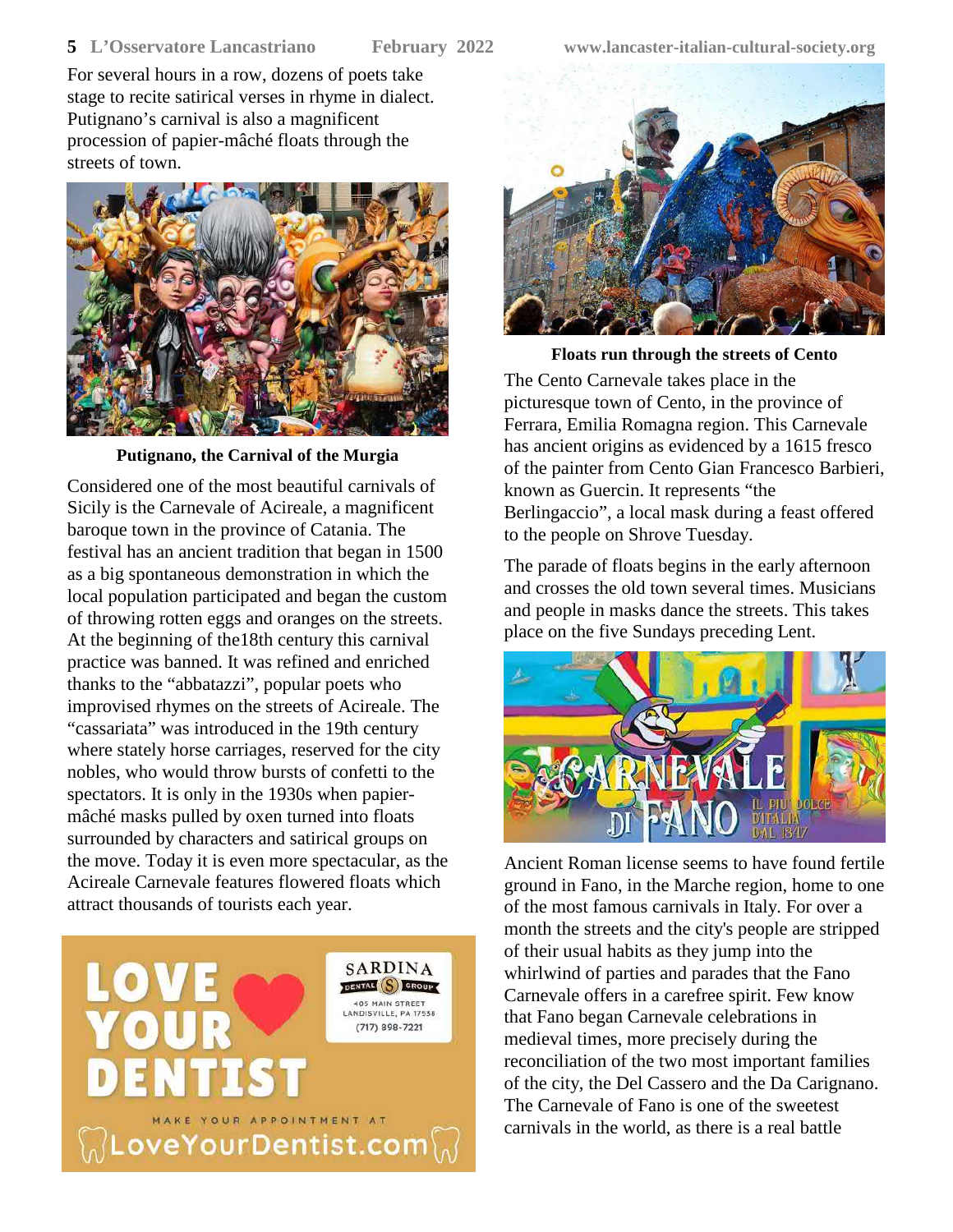For several hours in a row, dozens of poets take stage to recite satirical verses in rhyme in dialect. Putignano's carnival is also a magnificent procession of papier-mâché floats through the streets of town.

**Putignano, the Carnival of the Murgia**

Considered one of the most beautiful carnivals of Sicily is the Carnevale of Acireale, a magnificent baroque town in the province of Catania. The festival has an ancient tradition that began in 1500 as a big spontaneous demonstration in which the local population participated and began the custom of throwing rotten eggs and oranges on the streets. At the beginning of the18th century this carnival practice was banned. It was refined and enriched thanks to the "abbatazzi", popular poets who improvised rhymes on the streets of Acireale. The "cassariata" was introduced in the 19th century where stately horse carriages, reserved for the city nobles, who would throw bursts of confetti to the spectators. It is only in the 1930s when papier-mâché masks pulled by oxen turned into floats surrounded by characters and satirical groups on the move. Today it is even more spectacular, as the Acireale Carnevale features flowered floats which attract thousands of tourists each year.

LOVE YOUR DENTIST

SARDINA DENTAL GROUP
405 MAIN STREET
LANDISVILLE, PA 17538
(717) 898-7221

MAKE YOUR APPOINTMENT AT
LoveYourDentist.com

**Floats run through the streets of Cento**

The Cento Carnevale takes place in the picturesque town of Cento, in the province of Ferrara, Emilia Romagna region. This Carnevale has ancient origins as evidenced by a 1615 fresco of the painter from Cento Gian Francesco Barbieri, known as Guercin. It represents "the Berlingaccio", a local mask during a feast offered to the people on Shrove Tuesday.

The parade of floats begins in the early afternoon and crosses the old town several times. Musicians and people in masks dance the streets. This takes place on the five Sundays preceding Lent.

CARNEVALE DI FANO
IL PIU' DOLCE D'ITALIA DAL 1347

Ancient Roman license seems to have found fertile ground in Fano, in the Marche region, home to one of the most famous carnivals in Italy. For over a month the streets and the city's people are stripped of their usual habits as they jump into the whirlwind of parties and parades that the Fano Carnevale offers in a carefree spirit. Few know that Fano began Carnevale celebrations in medieval times, more precisely during the reconciliation of the two most important families of the city, the Del Cassero and the Da Carignano. The Carnevale of Fano is one of the sweetest carnivals in the world, as there is a real battle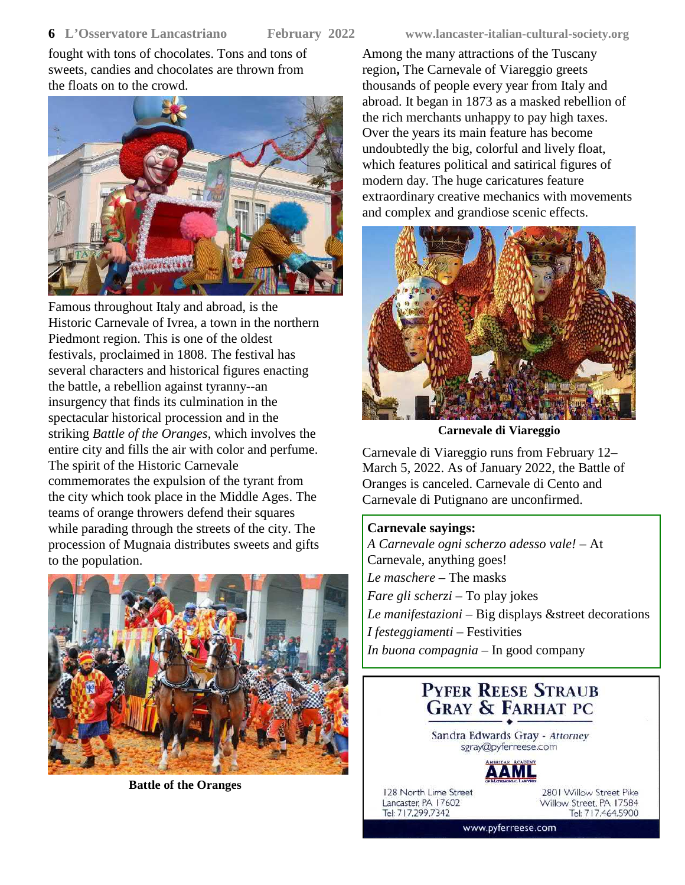fought with tons of chocolates. Tons and tons of sweets, candies and chocolates are thrown from the floats on to the crowd.

Famous throughout Italy and abroad, is the Historic Carnevale of Ivrea, a town in the northern Piedmont region. This is one of the oldest festivals, proclaimed in 1808. The festival has several characters and historical figures enacting the battle, a rebellion against tyranny--an insurgency that finds its culmination in the spectacular historical procession and in the striking *Battle of the Oranges*, which involves the entire city and fills the air with color and perfume. The spirit of the Historic Carnevale commemorates the expulsion of the tyrant from the city which took place in the Middle Ages. The teams of orange throwers defend their squares while parading through the streets of the city. The procession of Mugnaia distributes sweets and gifts to the population.

**Battle of the Oranges**

Among the many attractions of the Tuscany region**,** The Carnevale of Viareggio greets thousands of people every year from Italy and abroad. It began in 1873 as a masked rebellion of the rich merchants unhappy to pay high taxes. Over the years its main feature has become undoubtedly the big, colorful and lively float, which features political and satirical figures of modern day. The huge caricatures feature extraordinary creative mechanics with movements and complex and grandiose scenic effects.

**Carnevale di Viareggio**

Carnevale di Viareggio runs from February 12–March 5, 2022. As of January 2022, the Battle of Oranges is canceled. Carnevale di Cento and Carnevale di Putignano are unconfirmed.

**Carnevale sayings:**

*A Carnevale ogni scherzo adesso vale!* – At Carnevale, anything goes!
*Le maschere* – The masks
*Fare gli scherzi* – To play jokes
*Le manifestazioni* – Big displays &street decorations
*I festeggiamenti* – Festivities
*In buona compagnia* – In good company

**PYFER REESE STRAUB GRAY & FARHAT PC**

Sandra Edwards Gray - *Attorney*
sgray@pyferreese.com

AMERICAN ACADEMY AAML OF MATRIMONIAL LAWYERS

128 North Lime Street
Lancaster, PA 17602
Tel: 717.299.7342

2801 Willow Street Pike
Willow Street, PA 17584
Tel: 717.464.5900

www.pyferreese.com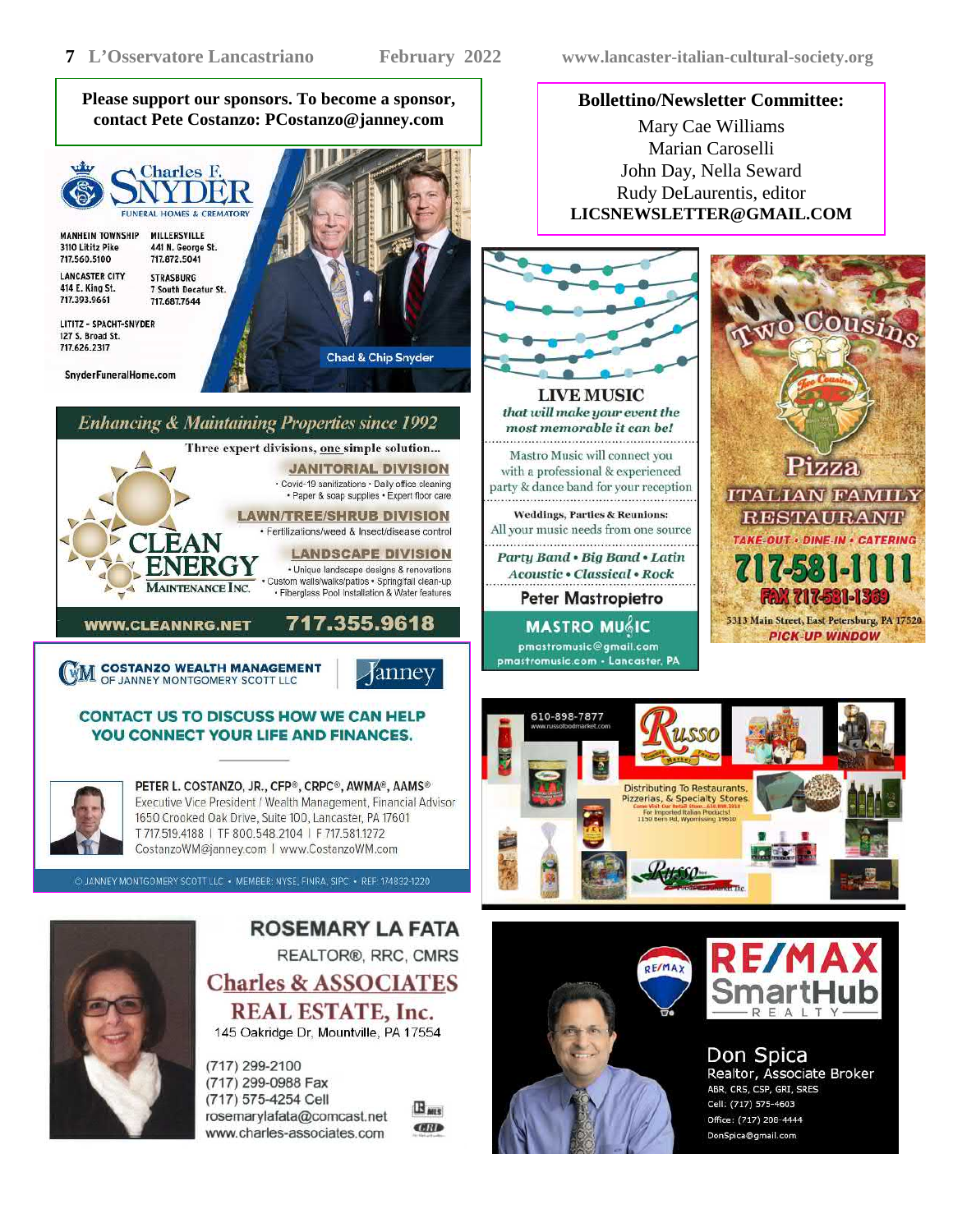**Please support our sponsors. To become a sponsor, contact Pete Costanzo: PCostanzo@janney.com**

**Bollettino/Newsletter Committee:**

Mary Cae Williams
Marian Caroselli
John Day, Nella Seward
Rudy DeLaurentis, editor
**LICSNEWSLETTER@GMAIL.COM**

---

**Charles F. SNYDER**
FUNERAL HOMES & CREMATORY

MANHEIM TOWNSHIP
3110 Lititz Pike
717.560.5100

MILLERSVILLE
441 N. George St.
717.872.5041

LANCASTER CITY
414 E. King St.
717.393.9661

STRASBURG
7 South Decatur St.
717.687.7544

LITITZ - SPACHT-SNYDER
127 S. Broad St.
717.626.2317

SnyderFuneralHome.com

Chad & Chip Snyder

---

*Enhancing & Maintaining Properties since 1992*

Three expert divisions, one simple solution...

**JANITORIAL DIVISION**
• Covid-19 sanitizations • Daily office cleaning
• Paper & soap supplies • Expert floor care

**LAWN/TREE/SHRUB DIVISION**
• Fertilizations/weed & Insect/disease control

**LANDSCAPE DIVISION**
• Unique landscape designs & renovations
• Custom walls/walks/patios • Spring/fall clean-up
• Fiberglass Pool Installation & Water features

CLEAN ENERGY MAINTENANCE INC.

WWW.CLEANNRG.NET 717.355.9618

---

**COSTANZO WEALTH MANAGEMENT** OF JANNEY MONTGOMERY SCOTT LLC — Janney

**CONTACT US TO DISCUSS HOW WE CAN HELP YOU CONNECT YOUR LIFE AND FINANCES.**

PETER L. COSTANZO, JR., CFP®, CRPC®, AWMA®, AAMS®
Executive Vice President / Wealth Management, Financial Advisor
1650 Crooked Oak Drive, Suite 100, Lancaster, PA 17601
T 717.519.4188 | TF 800.548.2104 | F 717.581.1272
CostanzoWM@janney.com | www.CostanzoWM.com

© JANNEY MONTGOMERY SCOTT LLC • MEMBER: NYSE, FINRA, SIPC • REF: 174832-1220

---

**LIVE MUSIC**
*that will make your event the most memorable it can be!*

Mastro Music will connect you with a professional & experienced party & dance band for your reception

**Weddings, Parties & Reunions:**
All your music needs from one source

*Party Band • Big Band • Latin*
*Acoustic • Classical • Rock*

Peter Mastropietro

**MASTRO MUSIC**
pmastromusic@gmail.com
pmastromusic.com • Lancaster, PA

---

**Two Cousins Pizza**
ITALIAN FAMILY RESTAURANT
TAKE-OUT • DINE-IN • CATERING
717-581-1111
FAX 717-581-1369
5313 Main Street, East Petersburg, PA 17520
PICK-UP WINDOW

---

**Russo**
610-898-7877
www.russofoodmarket.com
Distributing To Restaurants, Pizzerias, & Specialty Stores.
Come Visit Our Retail Store...610.898.7877
For Imported Italian Products!
1150 Bern Rd, Wyomissing 19610

---

**ROSEMARY LA FATA**
REALTOR®, RRC, CMRS
**Charles & ASSOCIATES REAL ESTATE, Inc.**
145 Oakridge Dr, Mountville, PA 17554

(717) 299-2100
(717) 299-0988 Fax
(717) 575-4254 Cell
rosemarylafata@comcast.net
www.charles-associates.com

---

**RE/MAX SmartHub REALTY**

Don Spica
Realtor, Associate Broker
ABR, CRS, CSP, GRI, SRES
Cell: (717) 575-4603
Office: (717) 208-4444
DonSpica@gmail.com